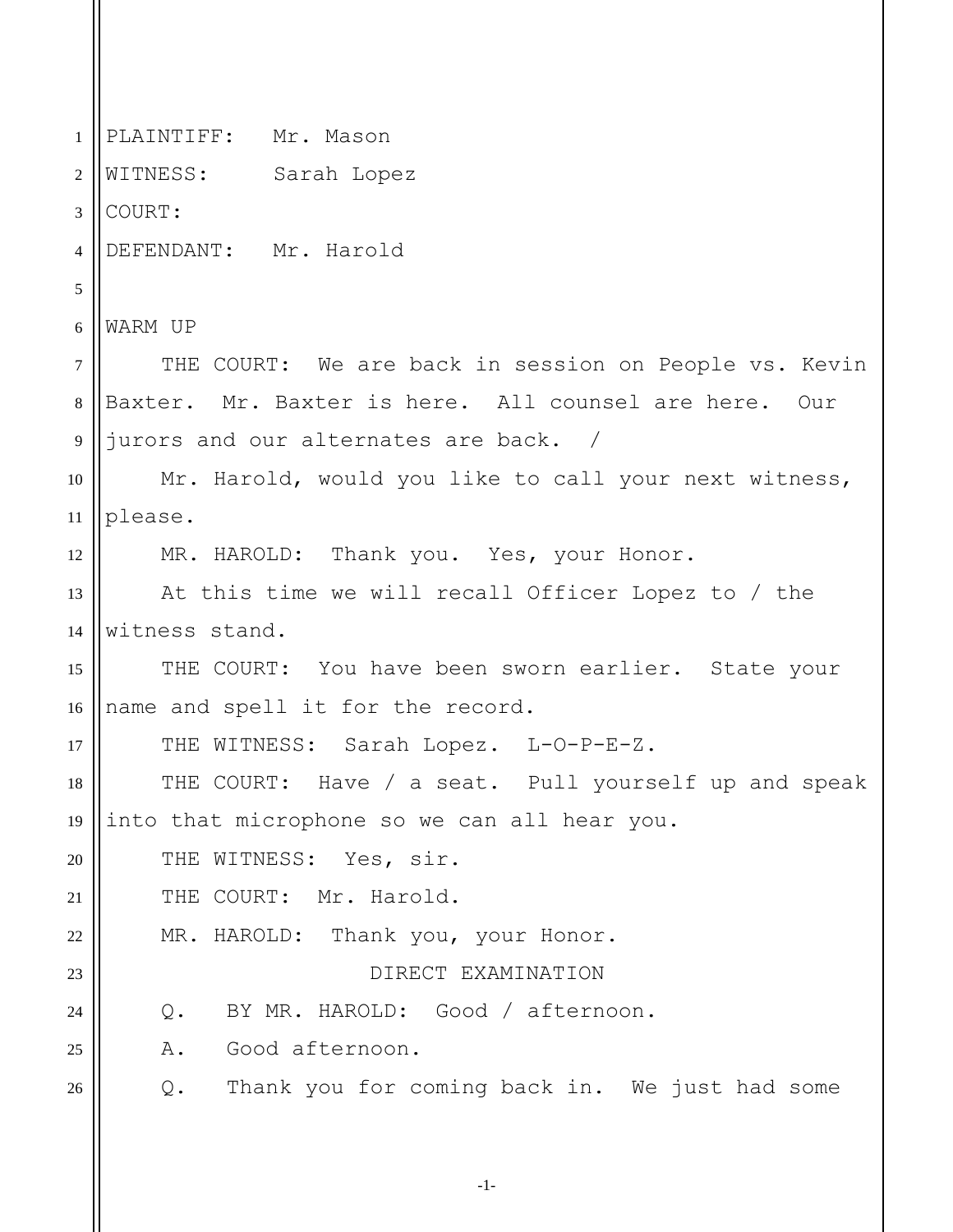PLAINTIFF: Mr. Mason
WITNESS: Sarah Lopez
COURT:
DEFENDANT: Mr. Harold

WARM UP

THE COURT: We are back in session on People vs. Kevin Baxter. Mr. Baxter is here. All counsel are here. Our jurors and our alternates are back. /

Mr. Harold, would you like to call your next witness, please.

MR. HAROLD: Thank you. Yes, your Honor.

At this time we will recall Officer Lopez to / the witness stand.

THE COURT: You have been sworn earlier. State your name and spell it for the record.

THE WITNESS: Sarah Lopez. L-O-P-E-Z.

THE COURT: Have / a seat. Pull yourself up and speak into that microphone so we can all hear you.

THE WITNESS: Yes, sir.

THE COURT: Mr. Harold.

MR. HAROLD: Thank you, your Honor.

DIRECT EXAMINATION

Q. BY MR. HAROLD: Good / afternoon.

A. Good afternoon.

Q. Thank you for coming back in. We just had some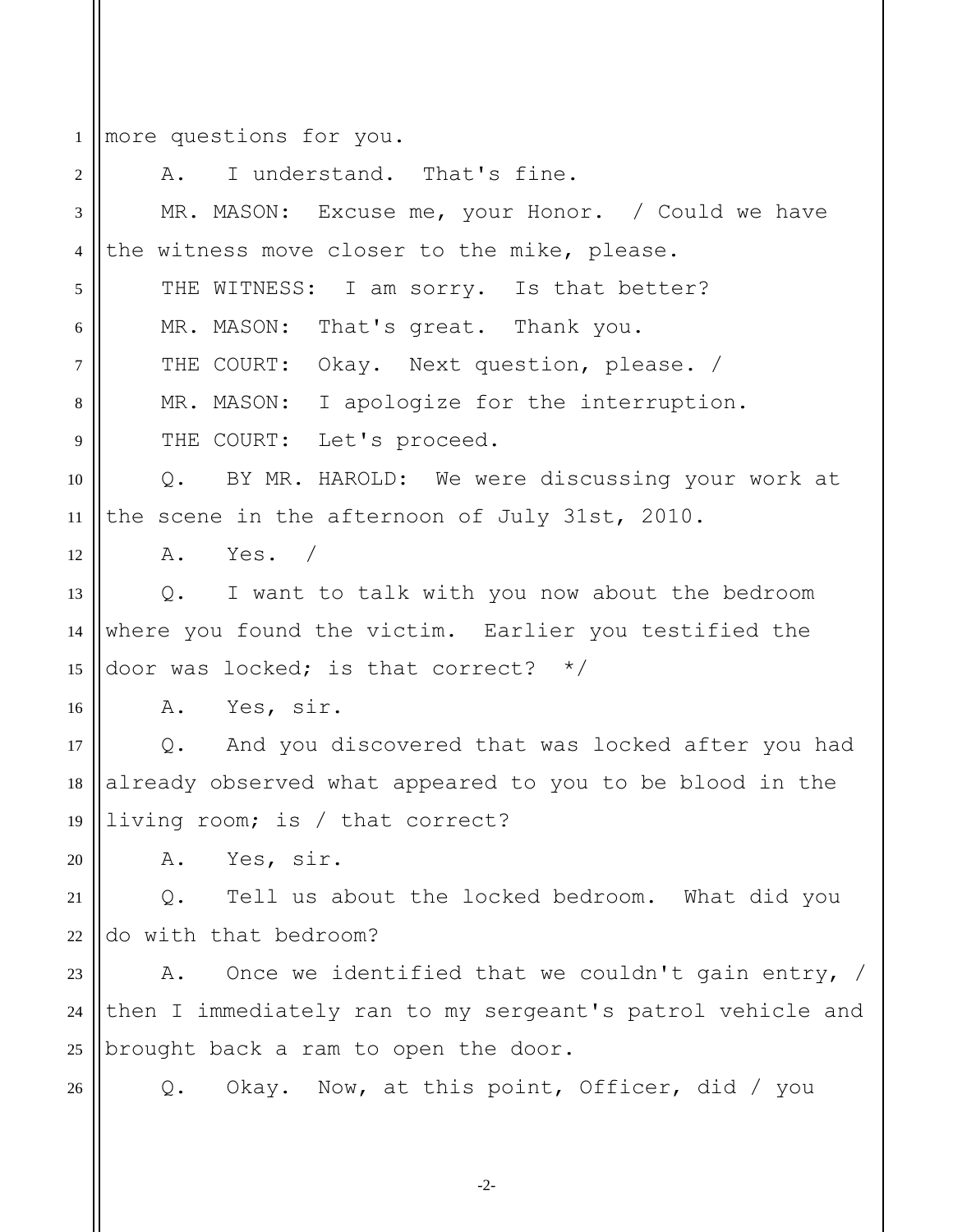more questions for you.

A. I understand. That's fine.

MR. MASON: Excuse me, your Honor. / Could we have the witness move closer to the mike, please.

THE WITNESS: I am sorry. Is that better?

MR. MASON: That's great. Thank you.

THE COURT: Okay. Next question, please. /

MR. MASON: I apologize for the interruption.

THE COURT: Let's proceed.

Q. BY MR. HAROLD: We were discussing your work at the scene in the afternoon of July 31st, 2010.

A. Yes. /

Q. I want to talk with you now about the bedroom where you found the victim. Earlier you testified the door was locked; is that correct? */

A. Yes, sir.

Q. And you discovered that was locked after you had already observed what appeared to you to be blood in the living room; is / that correct?

A. Yes, sir.

Q. Tell us about the locked bedroom. What did you do with that bedroom?

A. Once we identified that we couldn't gain entry, / then I immediately ran to my sergeant's patrol vehicle and brought back a ram to open the door.

Q. Okay. Now, at this point, Officer, did / you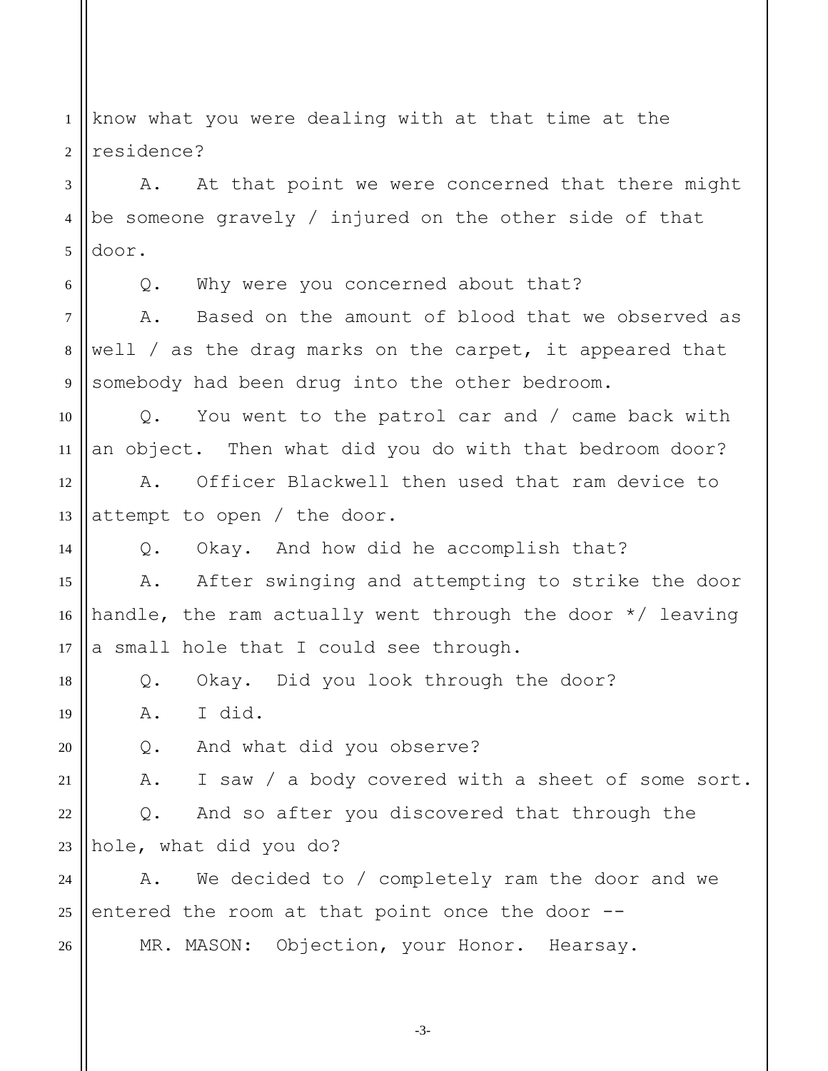know what you were dealing with at that time at the residence?

A. At that point we were concerned that there might be someone gravely / injured on the other side of that door.

Q. Why were you concerned about that?

A. Based on the amount of blood that we observed as well / as the drag marks on the carpet, it appeared that somebody had been drug into the other bedroom.

Q. You went to the patrol car and / came back with an object. Then what did you do with that bedroom door?

A. Officer Blackwell then used that ram device to attempt to open / the door.

Q. Okay. And how did he accomplish that?

A. After swinging and attempting to strike the door handle, the ram actually went through the door */ leaving a small hole that I could see through.

Q. Okay. Did you look through the door?

A. I did.

Q. And what did you observe?

A. I saw / a body covered with a sheet of some sort.

Q. And so after you discovered that through the hole, what did you do?

A. We decided to / completely ram the door and we entered the room at that point once the door --

MR. MASON: Objection, your Honor. Hearsay.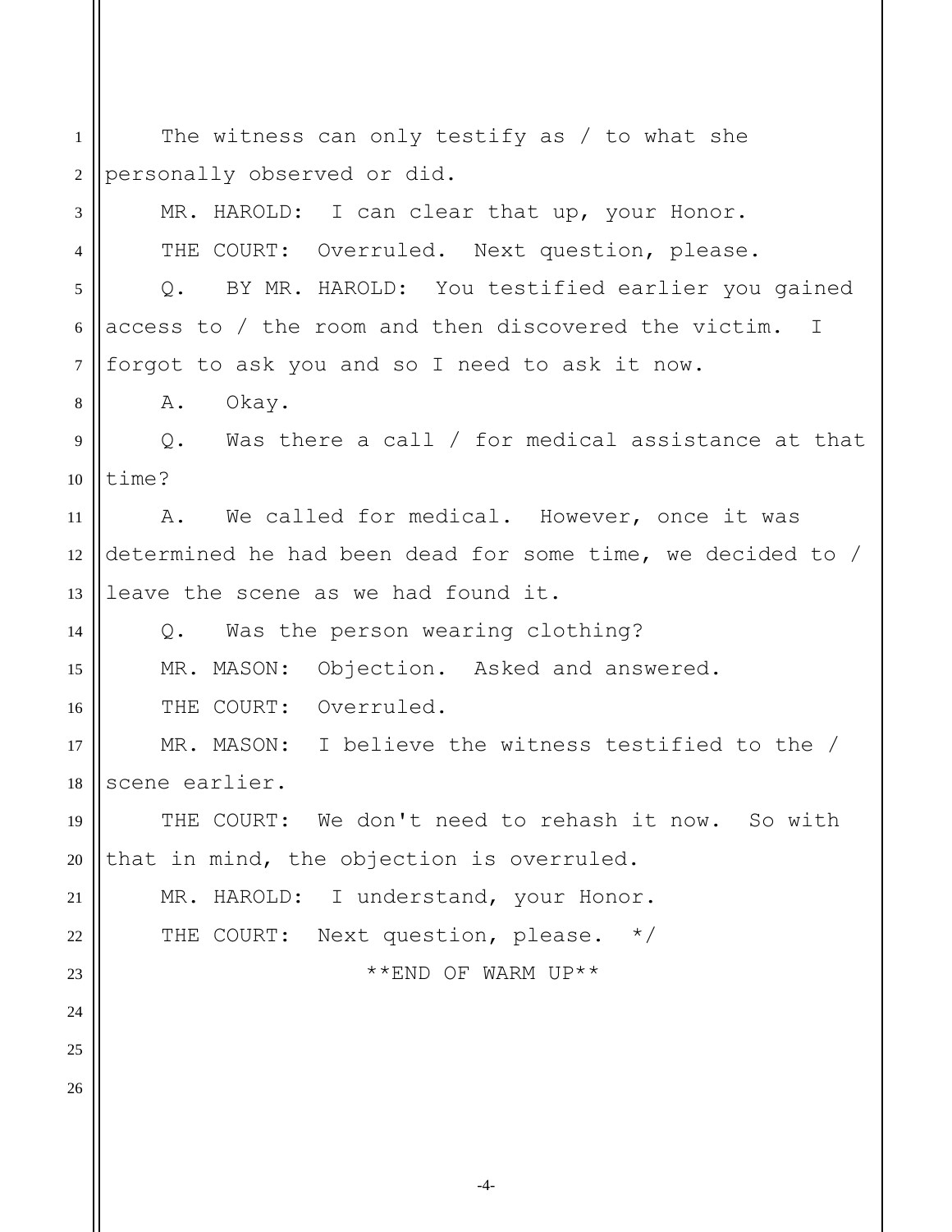The witness can only testify as / to what she personally observed or did.

MR. HAROLD: I can clear that up, your Honor.

THE COURT: Overruled. Next question, please.

Q. BY MR. HAROLD: You testified earlier you gained access to / the room and then discovered the victim. I forgot to ask you and so I need to ask it now.

A. Okay.

Q. Was there a call / for medical assistance at that time?

A. We called for medical. However, once it was determined he had been dead for some time, we decided to / leave the scene as we had found it.

Q. Was the person wearing clothing?

MR. MASON: Objection. Asked and answered.

THE COURT: Overruled.

MR. MASON: I believe the witness testified to the / scene earlier.

THE COURT: We don't need to rehash it now. So with that in mind, the objection is overruled.

MR. HAROLD: I understand, your Honor.

THE COURT: Next question, please. */

**END OF WARM UP**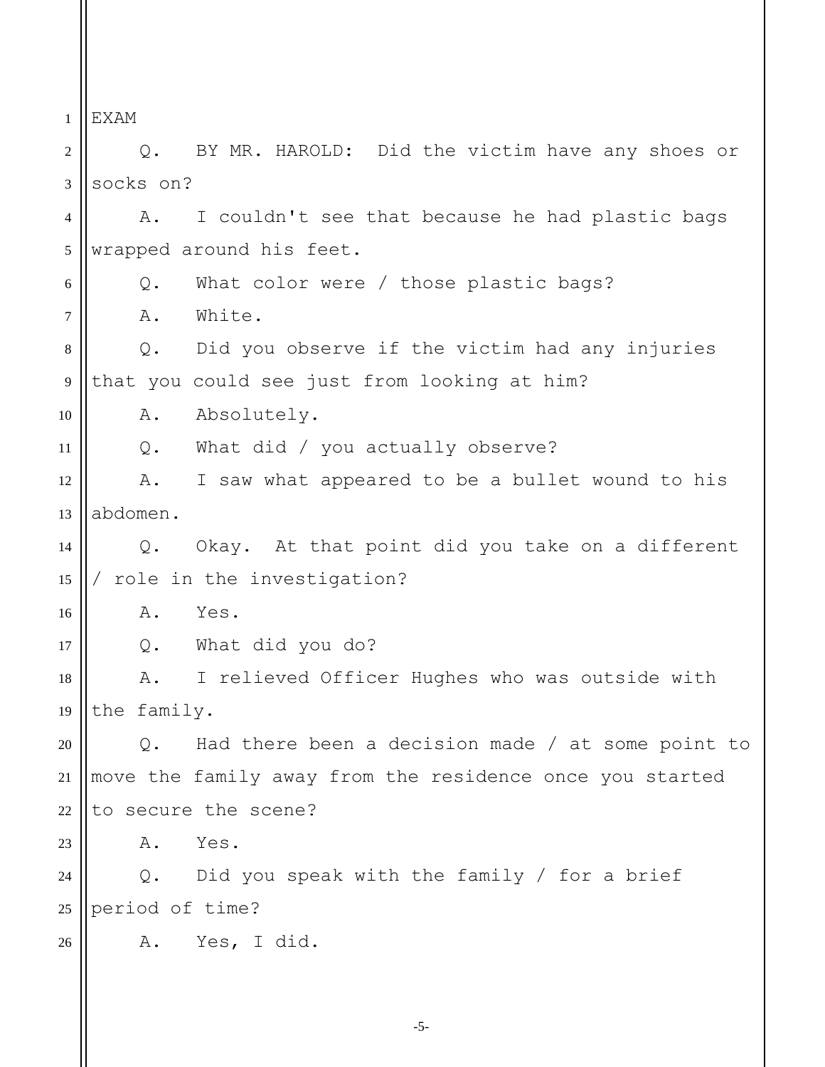EXAM

Q. BY MR. HAROLD: Did the victim have any shoes or socks on?

A. I couldn't see that because he had plastic bags wrapped around his feet.

Q. What color were / those plastic bags?

A. White.

Q. Did you observe if the victim had any injuries that you could see just from looking at him?

A. Absolutely.

Q. What did / you actually observe?

A. I saw what appeared to be a bullet wound to his abdomen.

Q. Okay. At that point did you take on a different / role in the investigation?

A. Yes.

Q. What did you do?

A. I relieved Officer Hughes who was outside with the family.

Q. Had there been a decision made / at some point to move the family away from the residence once you started to secure the scene?

A. Yes.

Q. Did you speak with the family / for a brief period of time?

A. Yes, I did.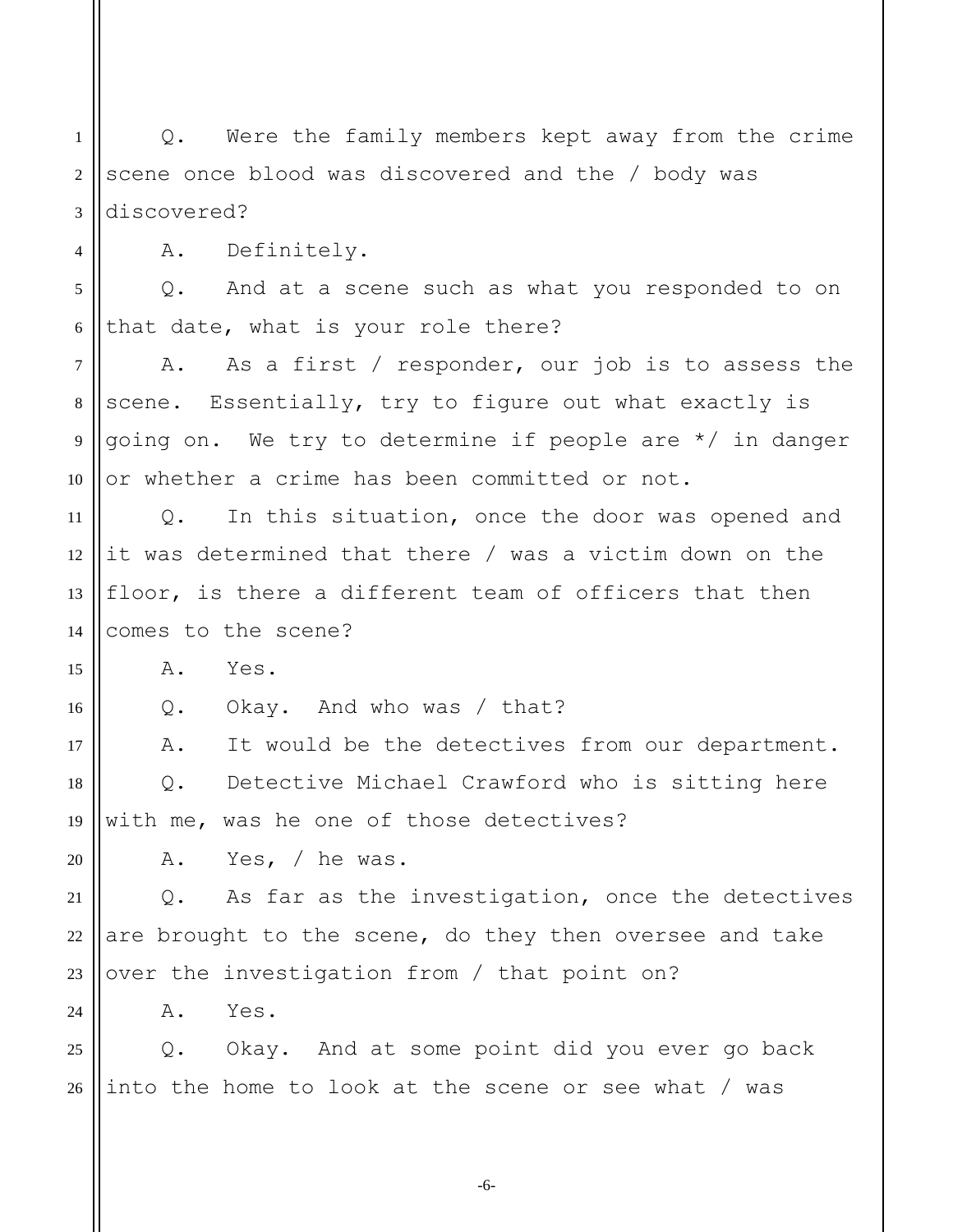Q. Were the family members kept away from the crime scene once blood was discovered and the / body was discovered?

A. Definitely.

Q. And at a scene such as what you responded to on that date, what is your role there?

A. As a first / responder, our job is to assess the scene. Essentially, try to figure out what exactly is going on. We try to determine if people are */ in danger or whether a crime has been committed or not.

Q. In this situation, once the door was opened and it was determined that there / was a victim down on the floor, is there a different team of officers that then comes to the scene?

A. Yes.

Q. Okay. And who was / that?

A. It would be the detectives from our department.

Q. Detective Michael Crawford who is sitting here with me, was he one of those detectives?

A. Yes, / he was.

Q. As far as the investigation, once the detectives are brought to the scene, do they then oversee and take over the investigation from / that point on?

A. Yes.

Q. Okay. And at some point did you ever go back into the home to look at the scene or see what / was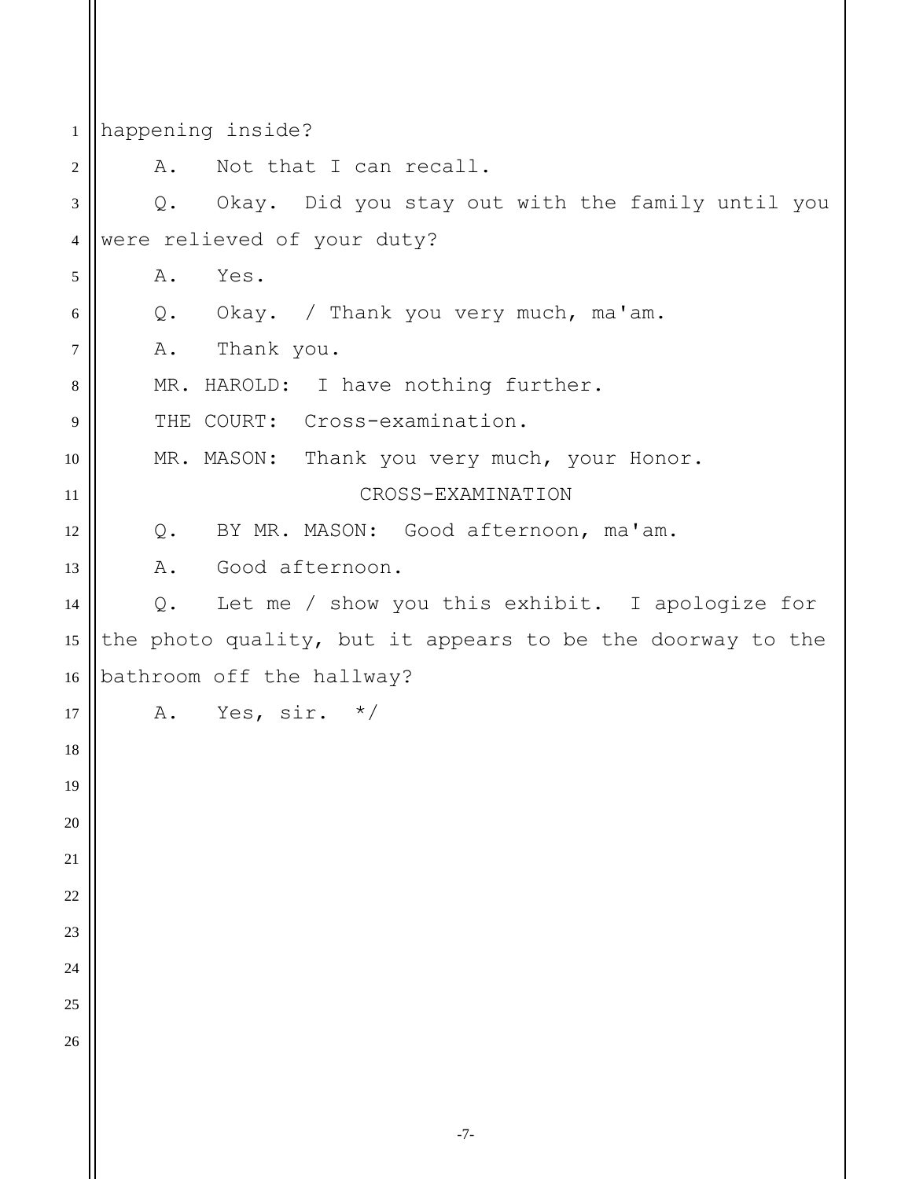happening inside?

A. Not that I can recall.

Q. Okay. Did you stay out with the family until you were relieved of your duty?

A. Yes.

Q. Okay. / Thank you very much, ma'am.

A. Thank you.

MR. HAROLD: I have nothing further.

THE COURT: Cross-examination.

MR. MASON: Thank you very much, your Honor.

CROSS-EXAMINATION

Q. BY MR. MASON: Good afternoon, ma'am.

A. Good afternoon.

Q. Let me / show you this exhibit. I apologize for the photo quality, but it appears to be the doorway to the bathroom off the hallway?

A. Yes, sir. */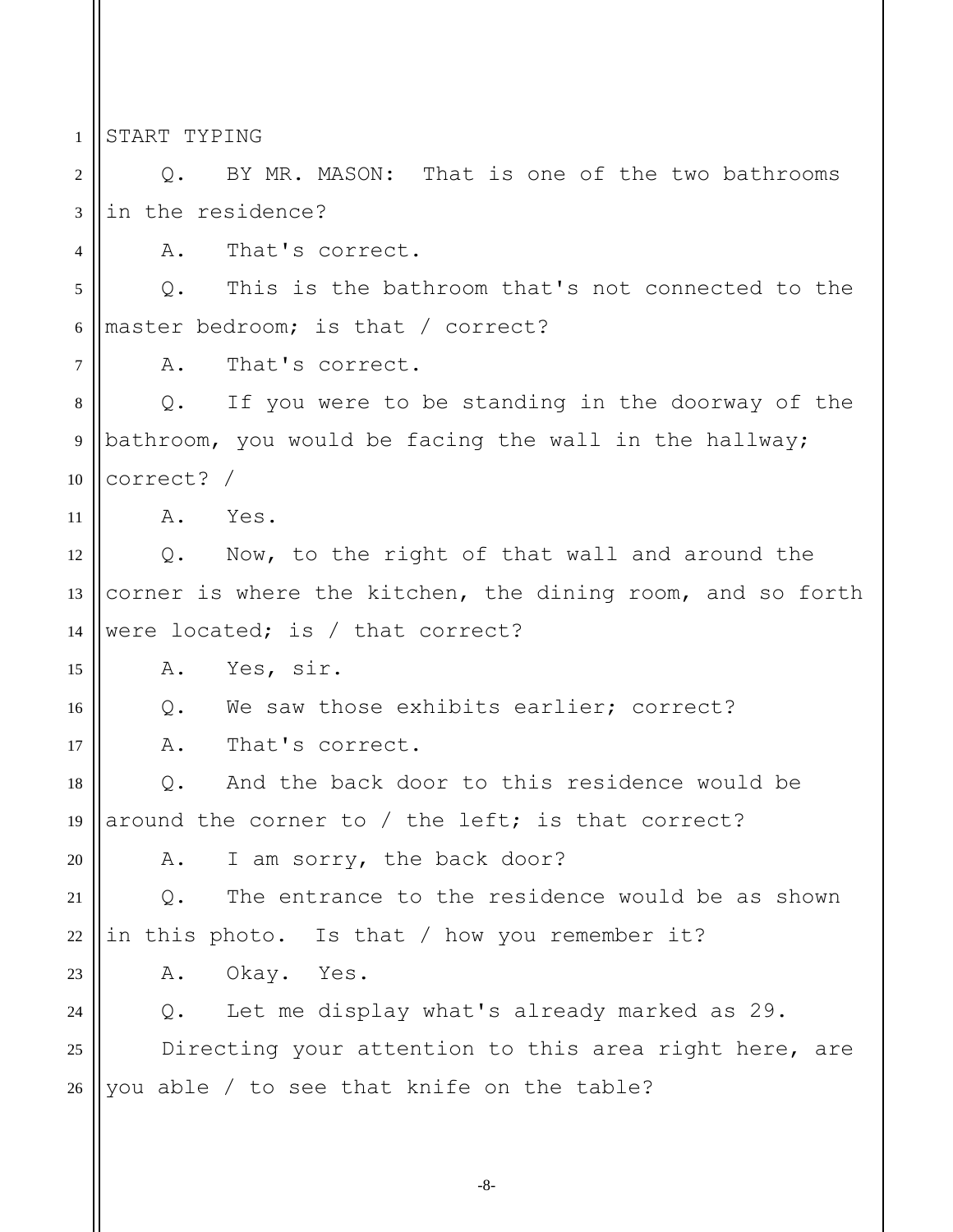START TYPING

Q. BY MR. MASON: That is one of the two bathrooms in the residence?

A. That's correct.

Q. This is the bathroom that's not connected to the master bedroom; is that / correct?

A. That's correct.

Q. If you were to be standing in the doorway of the bathroom, you would be facing the wall in the hallway; correct? /

A. Yes.

Q. Now, to the right of that wall and around the corner is where the kitchen, the dining room, and so forth were located; is / that correct?

A. Yes, sir.

Q. We saw those exhibits earlier; correct?

A. That's correct.

Q. And the back door to this residence would be around the corner to / the left; is that correct?

A. I am sorry, the back door?

Q. The entrance to the residence would be as shown in this photo. Is that / how you remember it?

A. Okay. Yes.

Q. Let me display what's already marked as 29.

Directing your attention to this area right here, are you able / to see that knife on the table?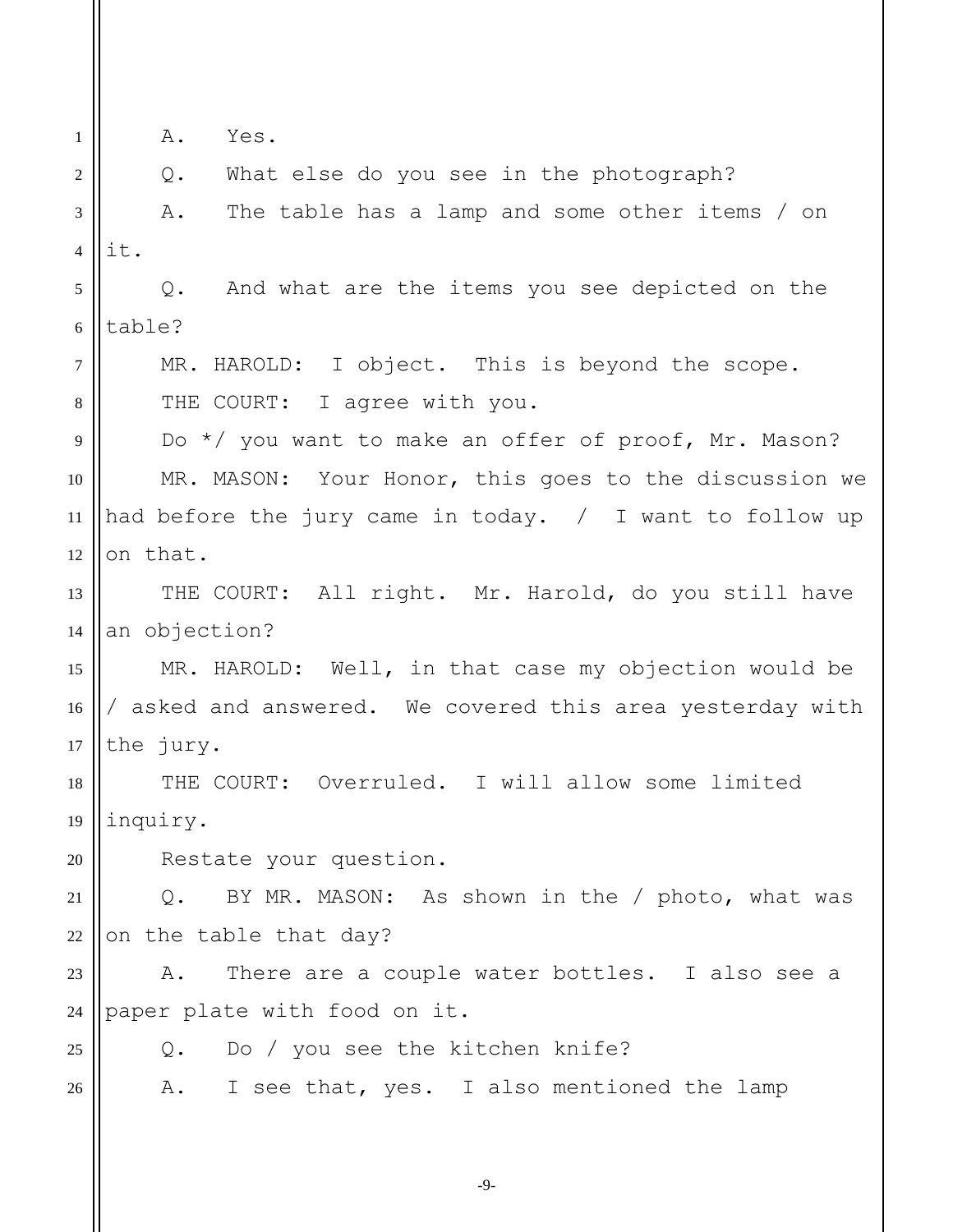A. Yes.

Q. What else do you see in the photograph?

A. The table has a lamp and some other items / on it.

Q. And what are the items you see depicted on the table?

MR. HAROLD: I object. This is beyond the scope.

THE COURT: I agree with you.

Do */ you want to make an offer of proof, Mr. Mason?

MR. MASON: Your Honor, this goes to the discussion we had before the jury came in today. / I want to follow up on that.

THE COURT: All right. Mr. Harold, do you still have an objection?

MR. HAROLD: Well, in that case my objection would be / asked and answered. We covered this area yesterday with the jury.

THE COURT: Overruled. I will allow some limited inquiry.

Restate your question.

Q. BY MR. MASON: As shown in the / photo, what was on the table that day?

A. There are a couple water bottles. I also see a paper plate with food on it.

Q. Do / you see the kitchen knife?

A. I see that, yes. I also mentioned the lamp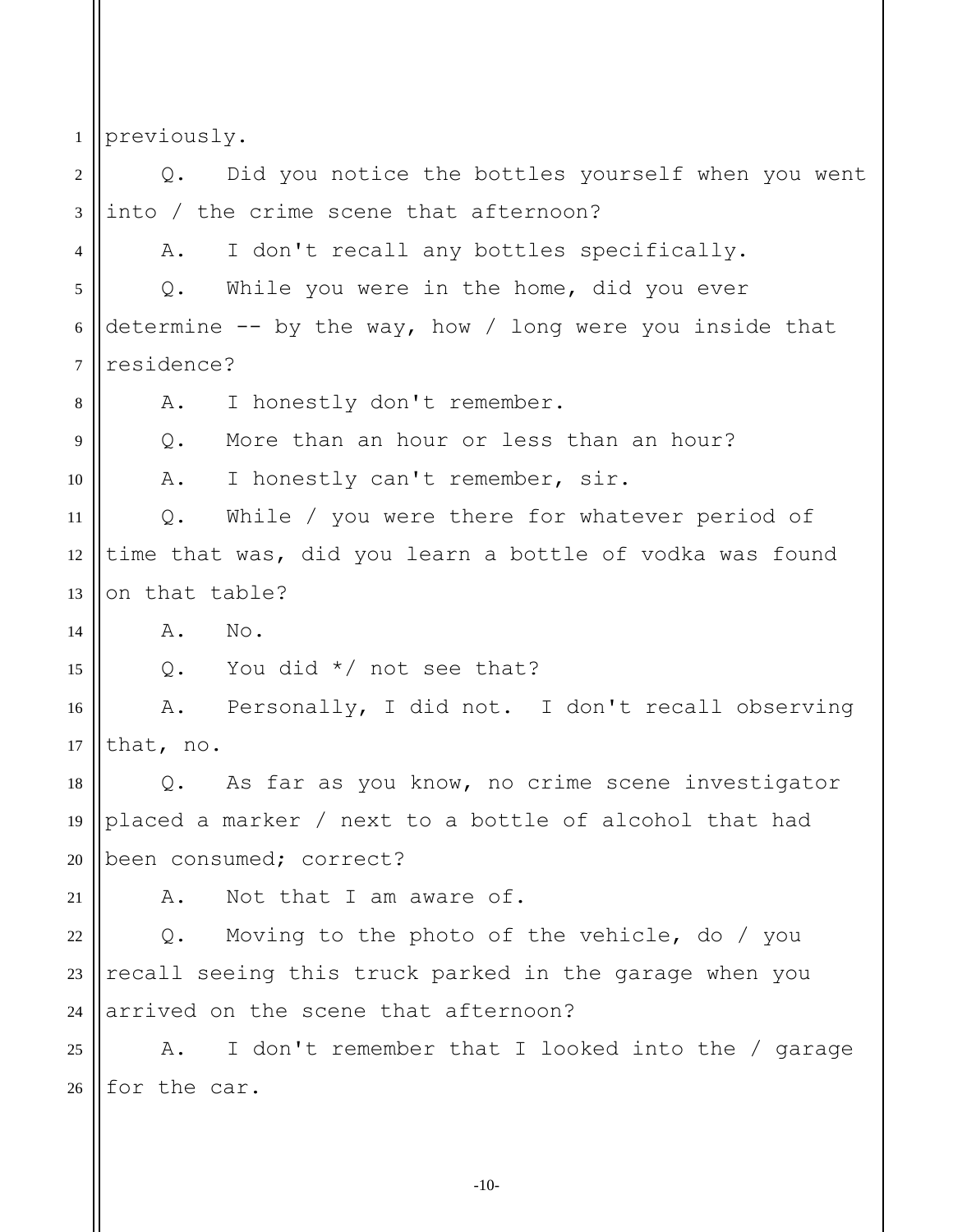previously.

Q. Did you notice the bottles yourself when you went into / the crime scene that afternoon?

A. I don't recall any bottles specifically.

Q. While you were in the home, did you ever determine -- by the way, how / long were you inside that residence?

A. I honestly don't remember.

Q. More than an hour or less than an hour?

A. I honestly can't remember, sir.

Q. While / you were there for whatever period of time that was, did you learn a bottle of vodka was found on that table?

A. No.

Q. You did */ not see that?

A. Personally, I did not. I don't recall observing that, no.

Q. As far as you know, no crime scene investigator placed a marker / next to a bottle of alcohol that had been consumed; correct?

A. Not that I am aware of.

Q. Moving to the photo of the vehicle, do / you recall seeing this truck parked in the garage when you arrived on the scene that afternoon?

A. I don't remember that I looked into the / garage for the car.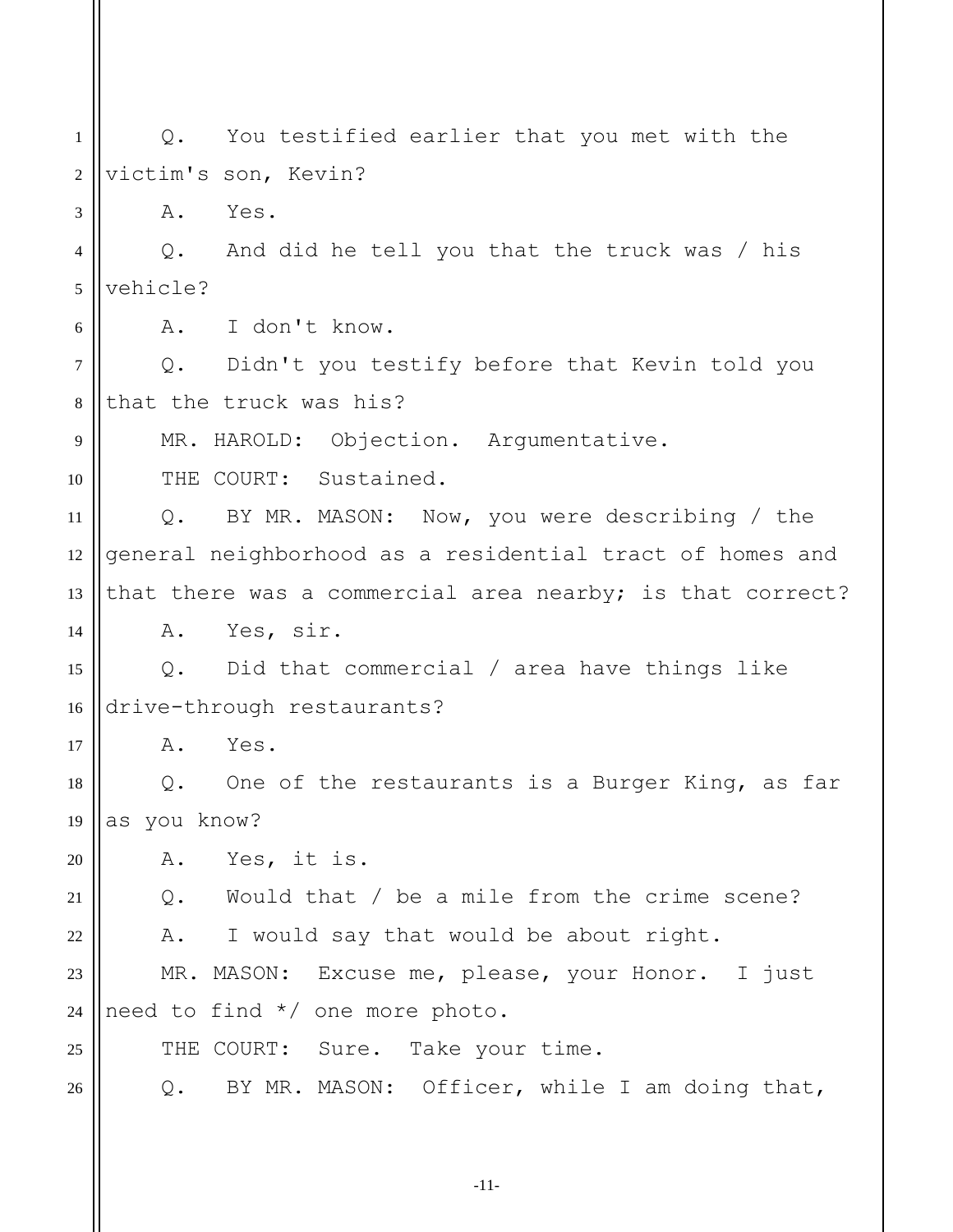Q. You testified earlier that you met with the victim's son, Kevin?

A. Yes.

Q. And did he tell you that the truck was / his vehicle?

A. I don't know.

Q. Didn't you testify before that Kevin told you that the truck was his?

MR. HAROLD: Objection. Argumentative.

THE COURT: Sustained.

Q. BY MR. MASON: Now, you were describing / the general neighborhood as a residential tract of homes and that there was a commercial area nearby; is that correct?

A. Yes, sir.

Q. Did that commercial / area have things like drive-through restaurants?

A. Yes.

Q. One of the restaurants is a Burger King, as far as you know?

A. Yes, it is.

Q. Would that / be a mile from the crime scene?

A. I would say that would be about right.

MR. MASON: Excuse me, please, your Honor. I just need to find */ one more photo.

THE COURT: Sure. Take your time.

Q. BY MR. MASON: Officer, while I am doing that,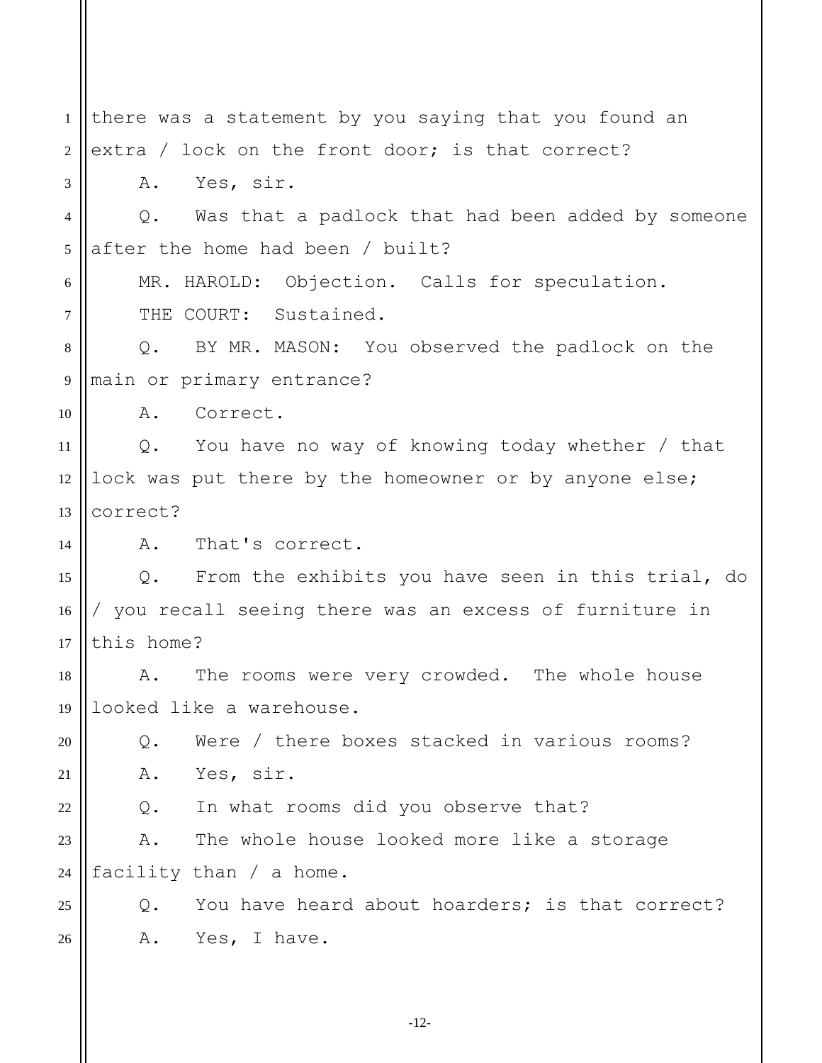there was a statement by you saying that you found an extra / lock on the front door; is that correct?

A. Yes, sir.

Q. Was that a padlock that had been added by someone after the home had been / built?

MR. HAROLD: Objection. Calls for speculation.

THE COURT: Sustained.

Q. BY MR. MASON: You observed the padlock on the main or primary entrance?

A. Correct.

Q. You have no way of knowing today whether / that lock was put there by the homeowner or by anyone else; correct?

A. That's correct.

Q. From the exhibits you have seen in this trial, do / you recall seeing there was an excess of furniture in this home?

A. The rooms were very crowded. The whole house looked like a warehouse.

Q. Were / there boxes stacked in various rooms?

A. Yes, sir.

Q. In what rooms did you observe that?

A. The whole house looked more like a storage facility than / a home.

Q. You have heard about hoarders; is that correct?

A. Yes, I have.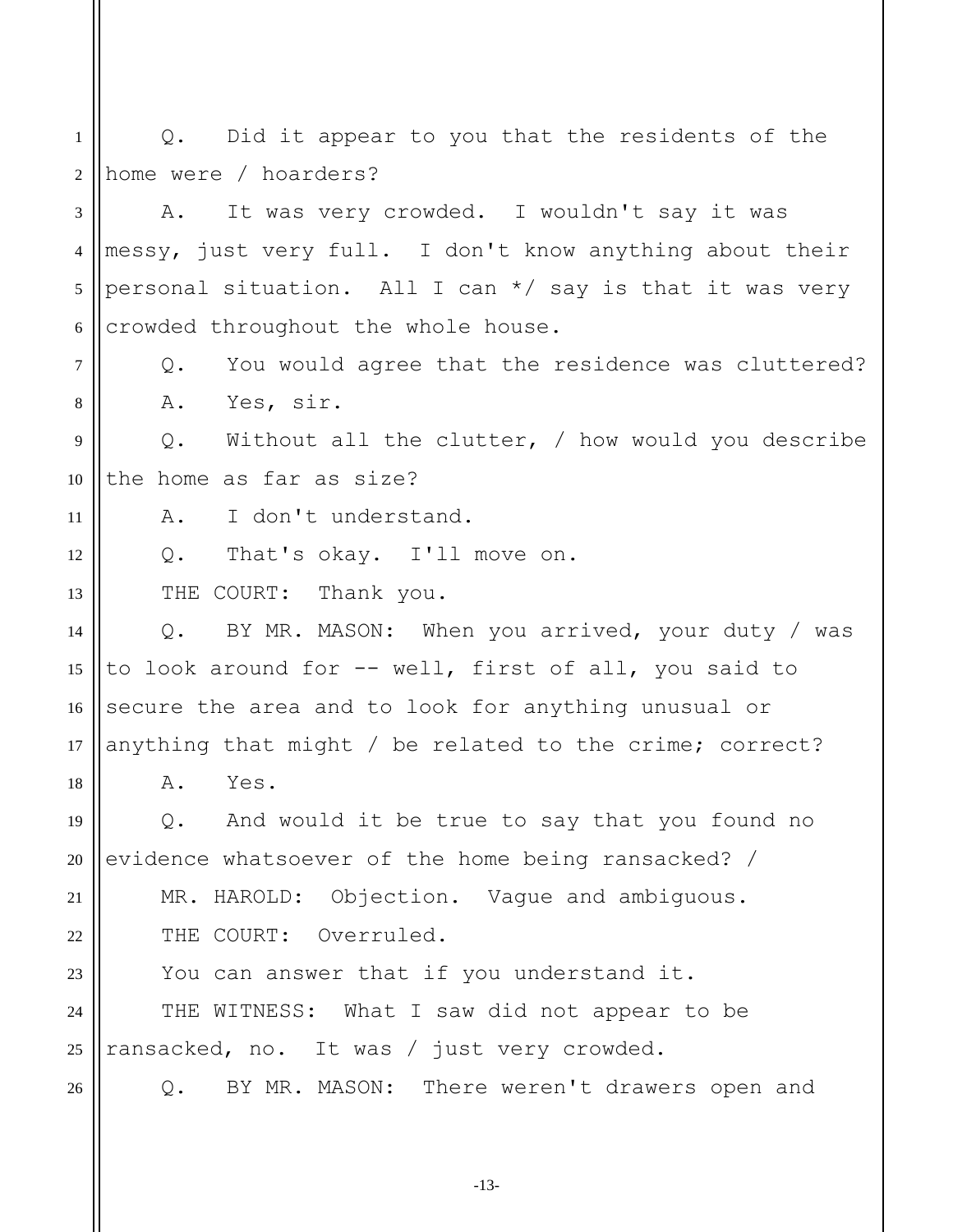Q. Did it appear to you that the residents of the home were / hoarders?

A. It was very crowded. I wouldn't say it was messy, just very full. I don't know anything about their personal situation. All I can */ say is that it was very crowded throughout the whole house.

Q. You would agree that the residence was cluttered?

A. Yes, sir.

Q. Without all the clutter, / how would you describe the home as far as size?

A. I don't understand.

Q. That's okay. I'll move on.

THE COURT: Thank you.

Q. BY MR. MASON: When you arrived, your duty / was to look around for -- well, first of all, you said to secure the area and to look for anything unusual or anything that might / be related to the crime; correct?

A. Yes.

Q. And would it be true to say that you found no evidence whatsoever of the home being ransacked? /

MR. HAROLD: Objection. Vague and ambiguous.

THE COURT: Overruled.

You can answer that if you understand it.

THE WITNESS: What I saw did not appear to be ransacked, no. It was / just very crowded.

Q. BY MR. MASON: There weren't drawers open and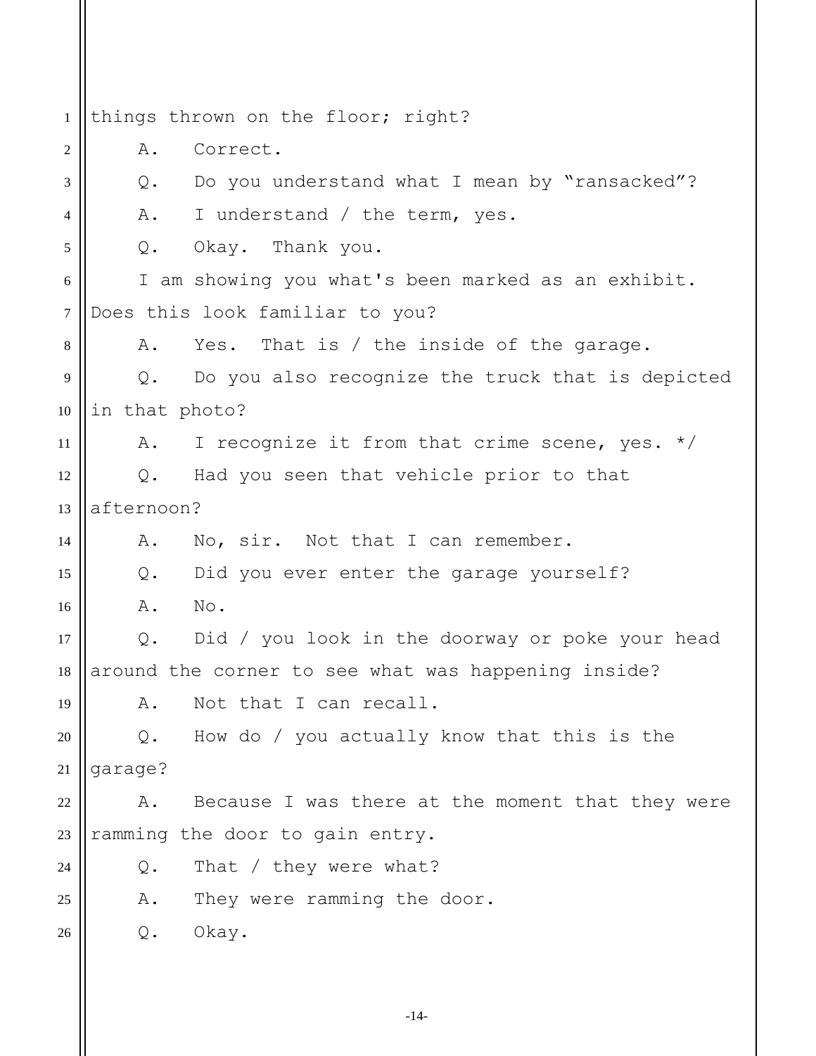things thrown on the floor; right?

A. Correct.

Q. Do you understand what I mean by "ransacked"?

A. I understand / the term, yes.

Q. Okay. Thank you.

I am showing you what's been marked as an exhibit. Does this look familiar to you?

A. Yes. That is / the inside of the garage.

Q. Do you also recognize the truck that is depicted in that photo?

A. I recognize it from that crime scene, yes. */

Q. Had you seen that vehicle prior to that afternoon?

A. No, sir. Not that I can remember.

Q. Did you ever enter the garage yourself?

A. No.

Q. Did / you look in the doorway or poke your head around the corner to see what was happening inside?

A. Not that I can recall.

Q. How do / you actually know that this is the garage?

A. Because I was there at the moment that they were ramming the door to gain entry.

Q. That / they were what?

A. They were ramming the door.

Q. Okay.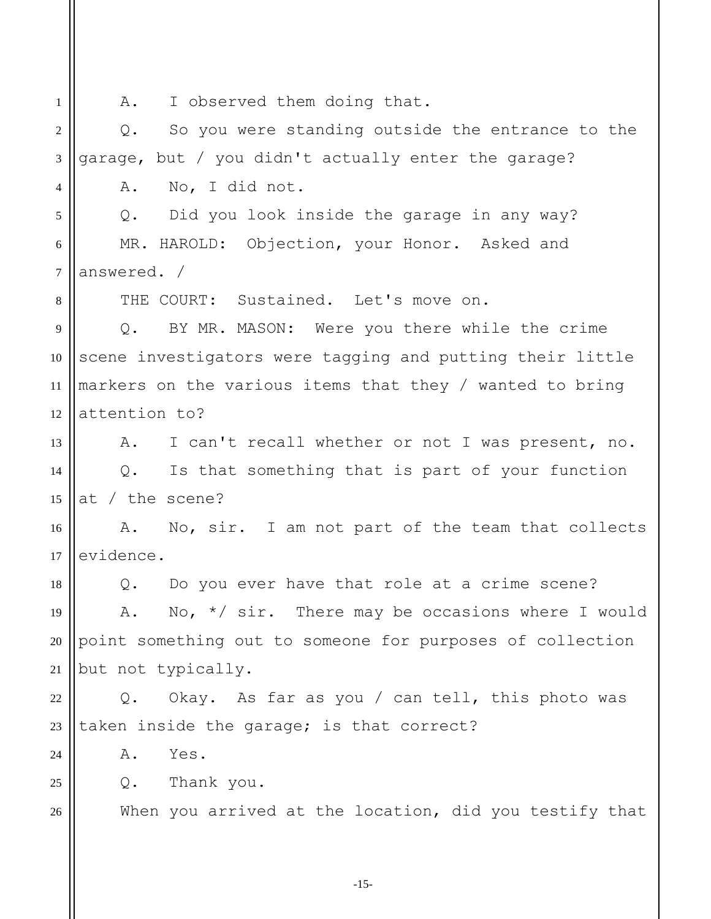A. I observed them doing that.

Q. So you were standing outside the entrance to the garage, but / you didn't actually enter the garage?

A. No, I did not.

Q. Did you look inside the garage in any way?

MR. HAROLD: Objection, your Honor. Asked and answered. /

THE COURT: Sustained. Let's move on.

Q. BY MR. MASON: Were you there while the crime scene investigators were tagging and putting their little markers on the various items that they / wanted to bring attention to?

A. I can't recall whether or not I was present, no.

Q. Is that something that is part of your function at / the scene?

A. No, sir. I am not part of the team that collects evidence.

Q. Do you ever have that role at a crime scene?

A. No, */ sir. There may be occasions where I would point something out to someone for purposes of collection but not typically.

Q. Okay. As far as you / can tell, this photo was taken inside the garage; is that correct?

A. Yes.

Q. Thank you.

When you arrived at the location, did you testify that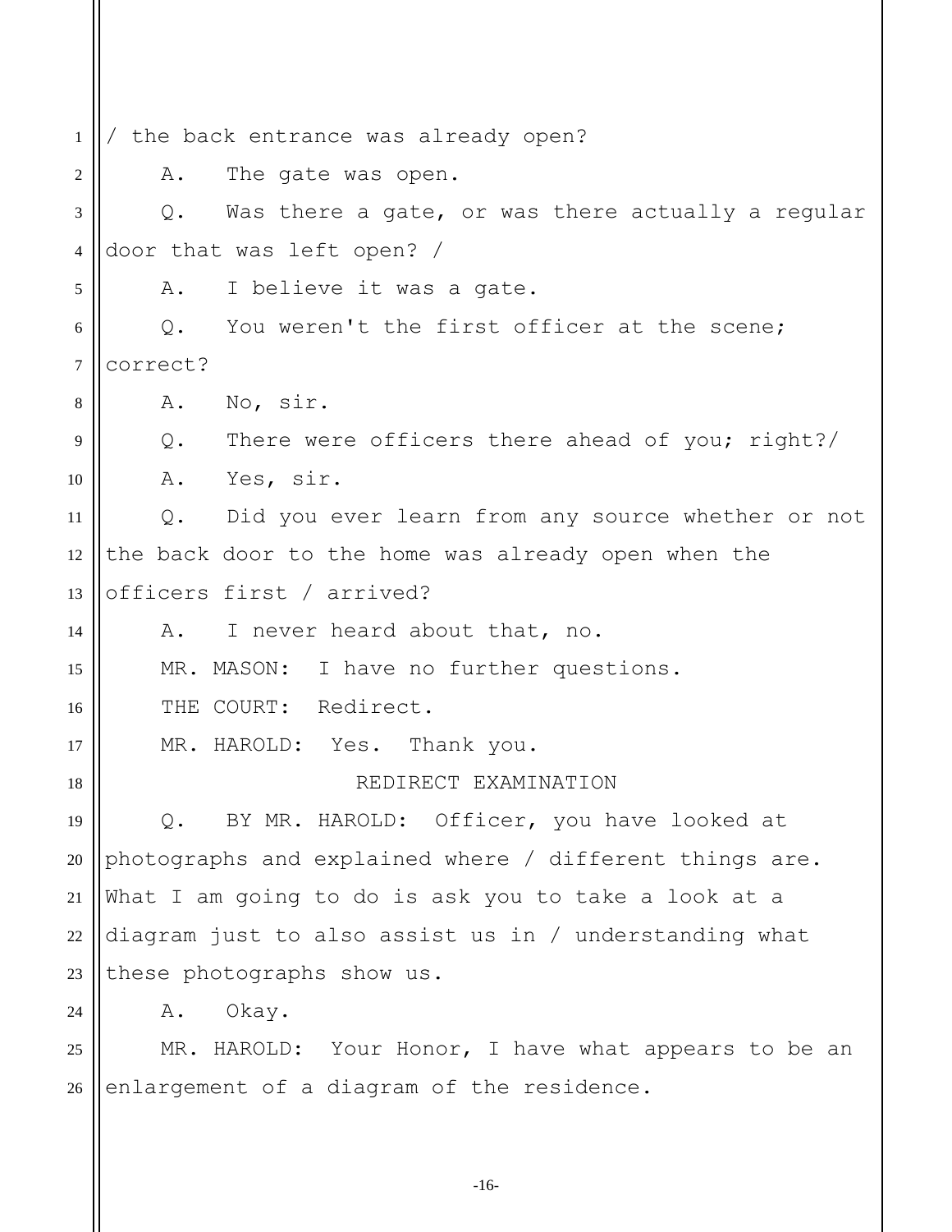/ the back entrance was already open?

A. The gate was open.

Q. Was there a gate, or was there actually a regular door that was left open? /

A. I believe it was a gate.

Q. You weren't the first officer at the scene; correct?

A. No, sir.

Q. There were officers there ahead of you; right?/

A. Yes, sir.

Q. Did you ever learn from any source whether or not the back door to the home was already open when the officers first / arrived?

A. I never heard about that, no.

MR. MASON: I have no further questions.

THE COURT: Redirect.

MR. HAROLD: Yes. Thank you.

REDIRECT EXAMINATION

Q. BY MR. HAROLD: Officer, you have looked at photographs and explained where / different things are. What I am going to do is ask you to take a look at a diagram just to also assist us in / understanding what these photographs show us.

A. Okay.

MR. HAROLD: Your Honor, I have what appears to be an enlargement of a diagram of the residence.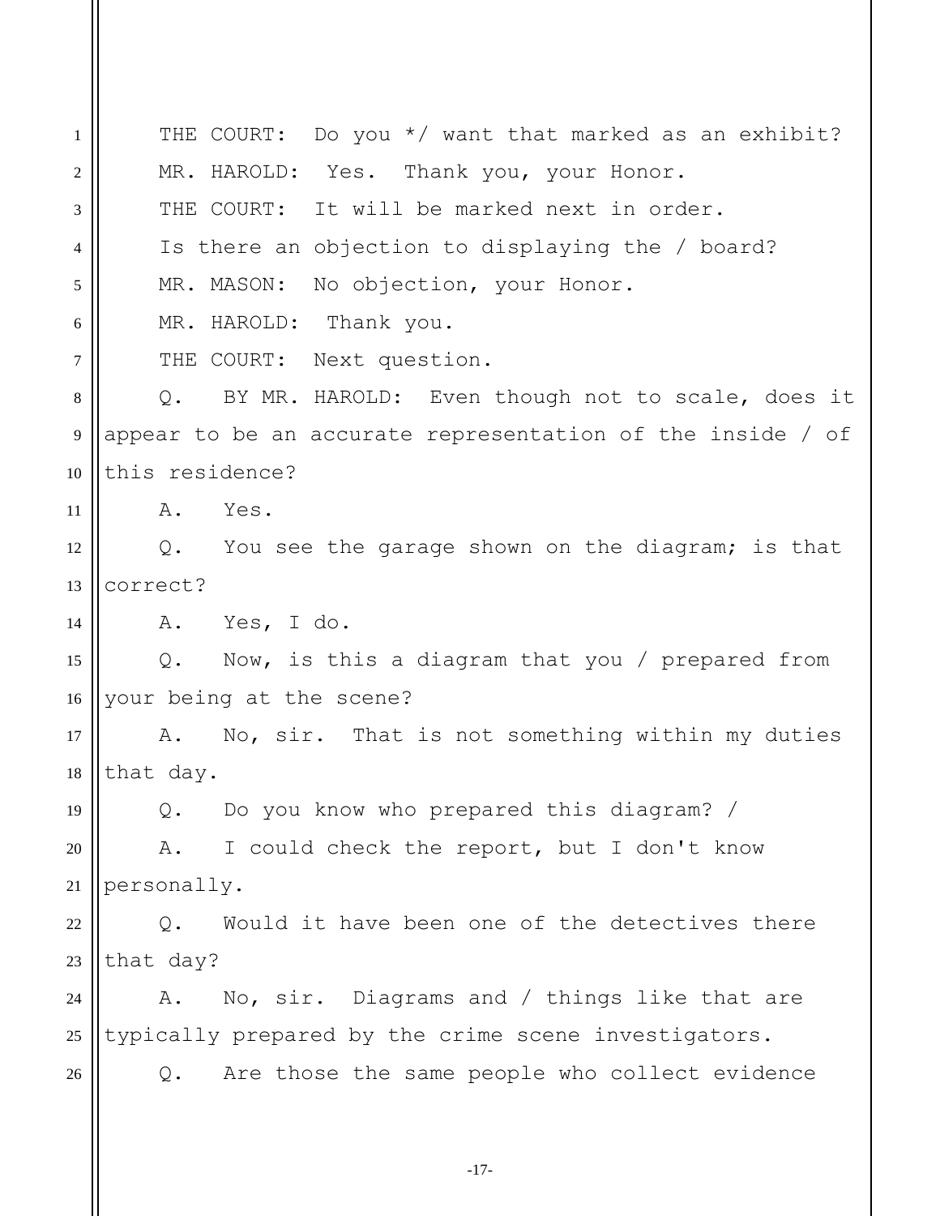THE COURT: Do you */ want that marked as an exhibit?

MR. HAROLD: Yes. Thank you, your Honor.

THE COURT: It will be marked next in order.

Is there an objection to displaying the / board?

MR. MASON: No objection, your Honor.

MR. HAROLD: Thank you.

THE COURT: Next question.

Q. BY MR. HAROLD: Even though not to scale, does it appear to be an accurate representation of the inside / of this residence?

A. Yes.

Q. You see the garage shown on the diagram; is that correct?

A. Yes, I do.

Q. Now, is this a diagram that you / prepared from your being at the scene?

A. No, sir. That is not something within my duties that day.

Q. Do you know who prepared this diagram? /

A. I could check the report, but I don't know personally.

Q. Would it have been one of the detectives there that day?

A. No, sir. Diagrams and / things like that are typically prepared by the crime scene investigators.

Q. Are those the same people who collect evidence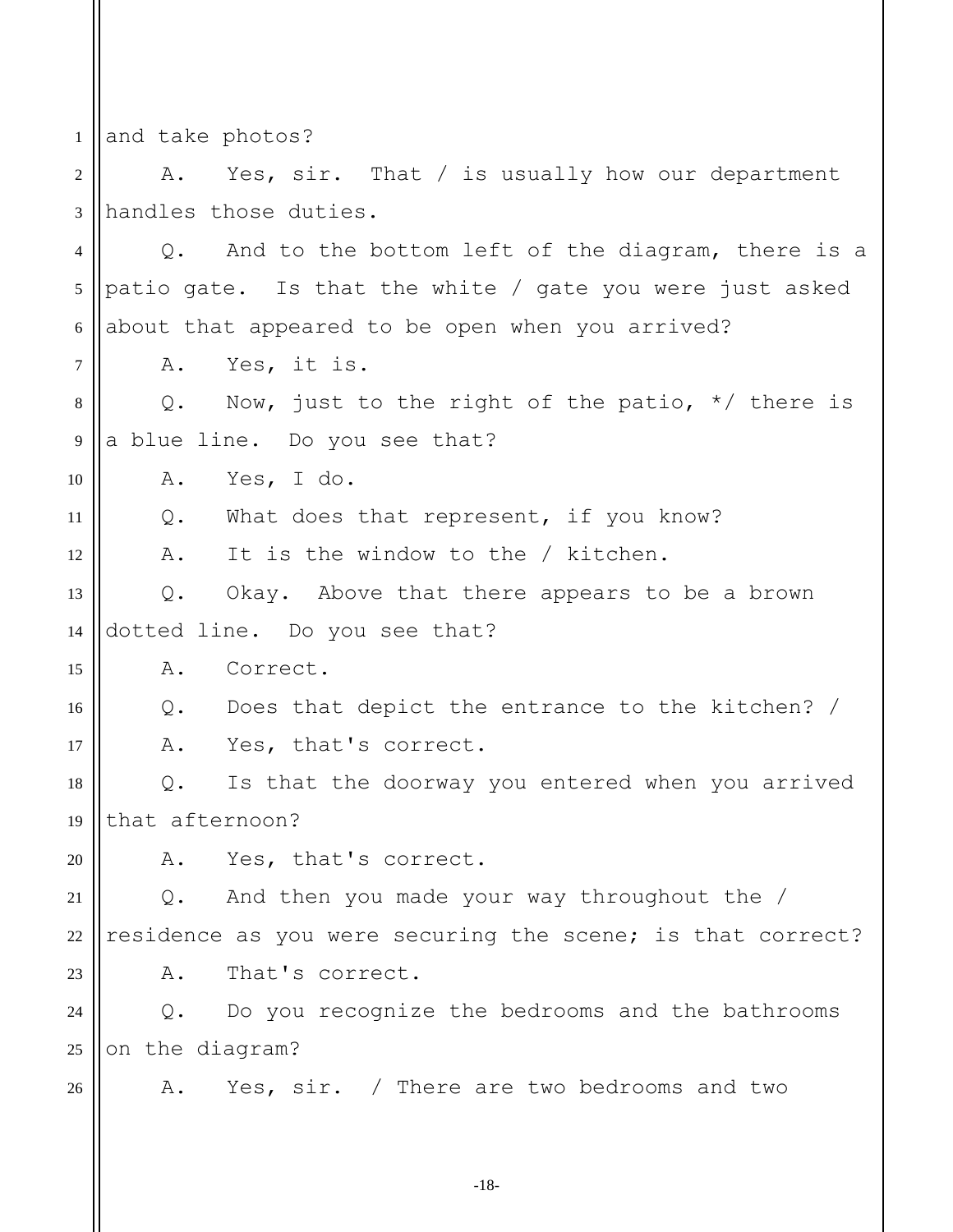and take photos?

A. Yes, sir. That / is usually how our department handles those duties.

Q. And to the bottom left of the diagram, there is a patio gate. Is that the white / gate you were just asked about that appeared to be open when you arrived?

A. Yes, it is.

Q. Now, just to the right of the patio, */ there is a blue line. Do you see that?

A. Yes, I do.

Q. What does that represent, if you know?

A. It is the window to the / kitchen.

Q. Okay. Above that there appears to be a brown dotted line. Do you see that?

A. Correct.

Q. Does that depict the entrance to the kitchen? /

A. Yes, that's correct.

Q. Is that the doorway you entered when you arrived that afternoon?

A. Yes, that's correct.

Q. And then you made your way throughout the / residence as you were securing the scene; is that correct?

A. That's correct.

Q. Do you recognize the bedrooms and the bathrooms on the diagram?

A. Yes, sir. / There are two bedrooms and two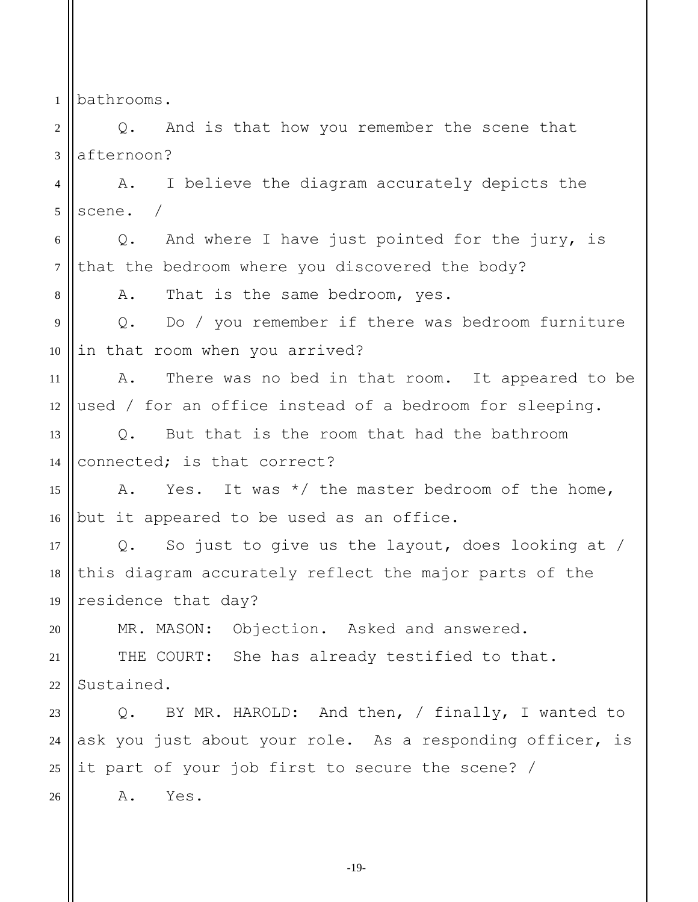bathrooms.

Q. And is that how you remember the scene that afternoon?

A. I believe the diagram accurately depicts the scene. /

Q. And where I have just pointed for the jury, is that the bedroom where you discovered the body?

A. That is the same bedroom, yes.

Q. Do / you remember if there was bedroom furniture in that room when you arrived?

A. There was no bed in that room. It appeared to be used / for an office instead of a bedroom for sleeping.

Q. But that is the room that had the bathroom connected; is that correct?

A. Yes. It was */ the master bedroom of the home, but it appeared to be used as an office.

Q. So just to give us the layout, does looking at / this diagram accurately reflect the major parts of the residence that day?

MR. MASON: Objection. Asked and answered.

THE COURT: She has already testified to that. Sustained.

Q. BY MR. HAROLD: And then, / finally, I wanted to ask you just about your role. As a responding officer, is it part of your job first to secure the scene? /

A. Yes.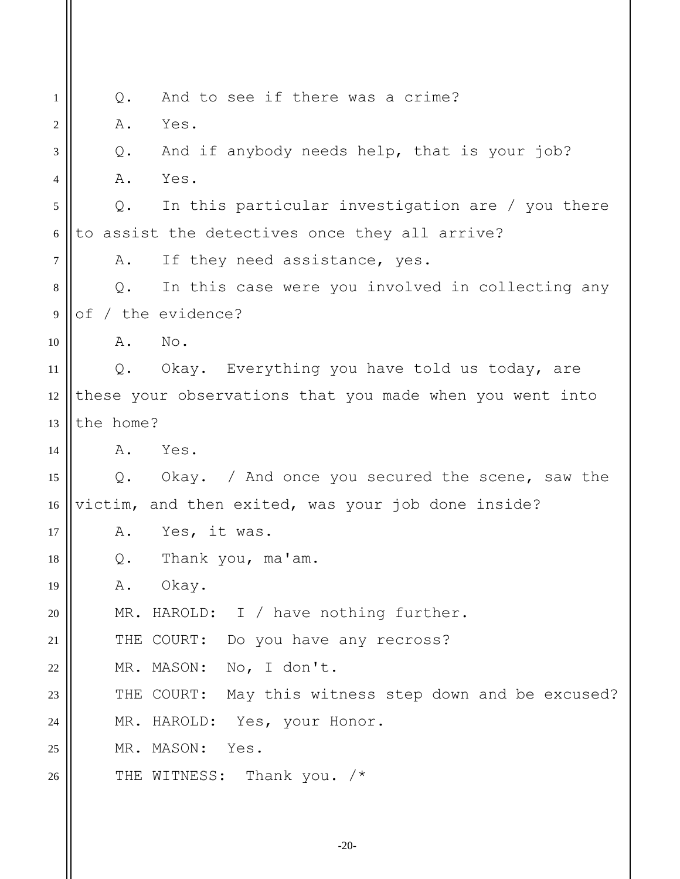Q. And to see if there was a crime?

A. Yes.

Q. And if anybody needs help, that is your job?

A. Yes.

Q. In this particular investigation are / you there to assist the detectives once they all arrive?

A. If they need assistance, yes.

Q. In this case were you involved in collecting any of / the evidence?

A. No.

Q. Okay. Everything you have told us today, are these your observations that you made when you went into the home?

A. Yes.

Q. Okay. / And once you secured the scene, saw the victim, and then exited, was your job done inside?

A. Yes, it was.

Q. Thank you, ma'am.

A. Okay.

MR. HAROLD: I / have nothing further.

THE COURT: Do you have any recross?

MR. MASON: No, I don't.

THE COURT: May this witness step down and be excused?

MR. HAROLD: Yes, your Honor.

MR. MASON: Yes.

THE WITNESS: Thank you. /*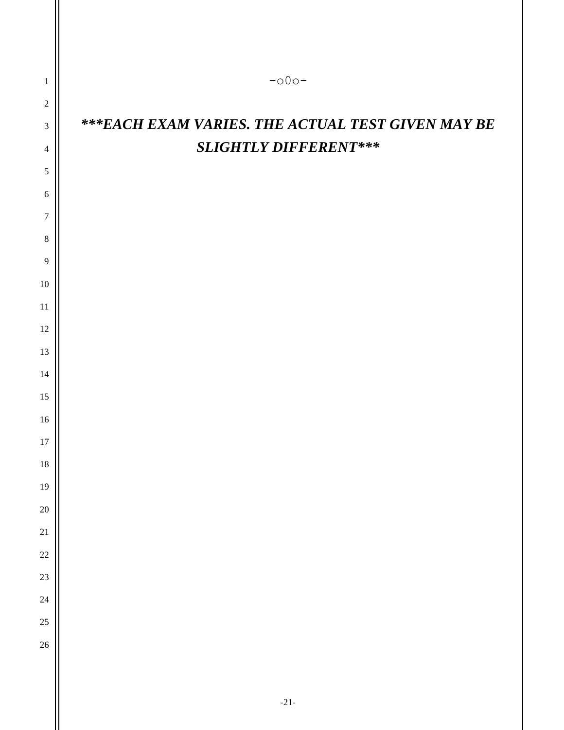-o0o-

***EACH EXAM VARIES. THE ACTUAL TEST GIVEN MAY BE SLIGHTLY DIFFERENT***